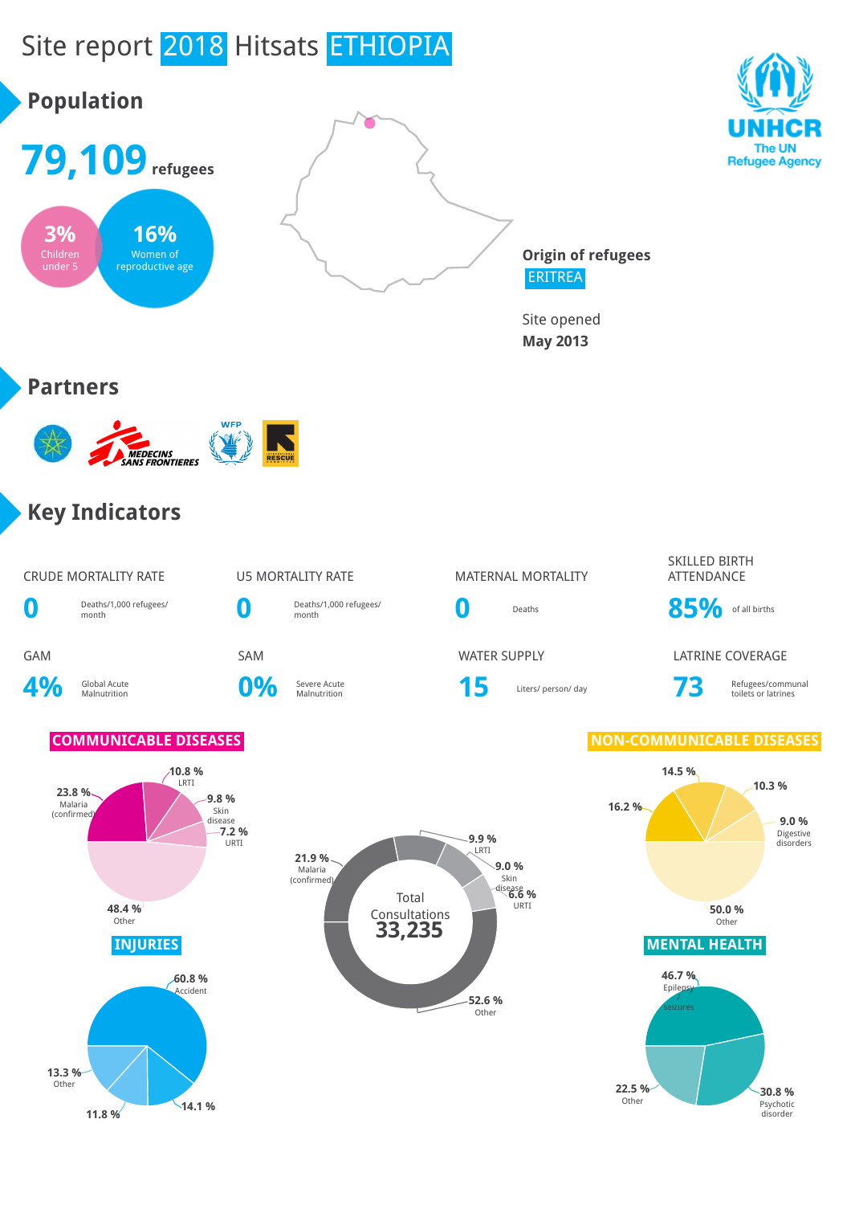# Site report 2018 Hitsats ETHIOPIA

## Population

**79,109** refugees

3% Children under 5

16% Women of reproductive age

**Origin of refugees**
ERITREA

Site opened
**May 2013**

## Partners

## Key Indicators

CRUDE MORTALITY RATE
**0** Deaths/1,000 refugees/ month

U5 MORTALITY RATE
**0** Deaths/1,000 refugees/ month

MATERNAL MORTALITY
**0** Deaths

SKILLED BIRTH ATTENDANCE
**85%** of all births

GAM
**4%** Global Acute Malnutrition

SAM
**0%** Severe Acute Malnutrition

WATER SUPPLY
**15** Liters/ person/ day

LATRINE COVERAGE
**73** Refugees/communal toilets or latrines

### COMMUNICABLE DISEASES

23.8 % Malaria (confirmed)
10.8 % LRTI
9.8 % Skin disease
7.2 % URTI
48.4 % Other

### Total Consultations 33,235

21.9 % Malaria (confirmed)
9.9 % LRTI
9.0 % Skin disease
6.6 % URTI
52.6 % Other

### NON-COMMUNICABLE DISEASES

16.2 %
14.5 %
10.3 %
9.0 % Digestive disorders
50.0 % Other

### INJURIES

60.8 % Accident
14.1 %
11.8 %
13.3 % Other

### MENTAL HEALTH

46.7 % Epilepsy/ seizures
30.8 % Psychotic disorder
22.5 % Other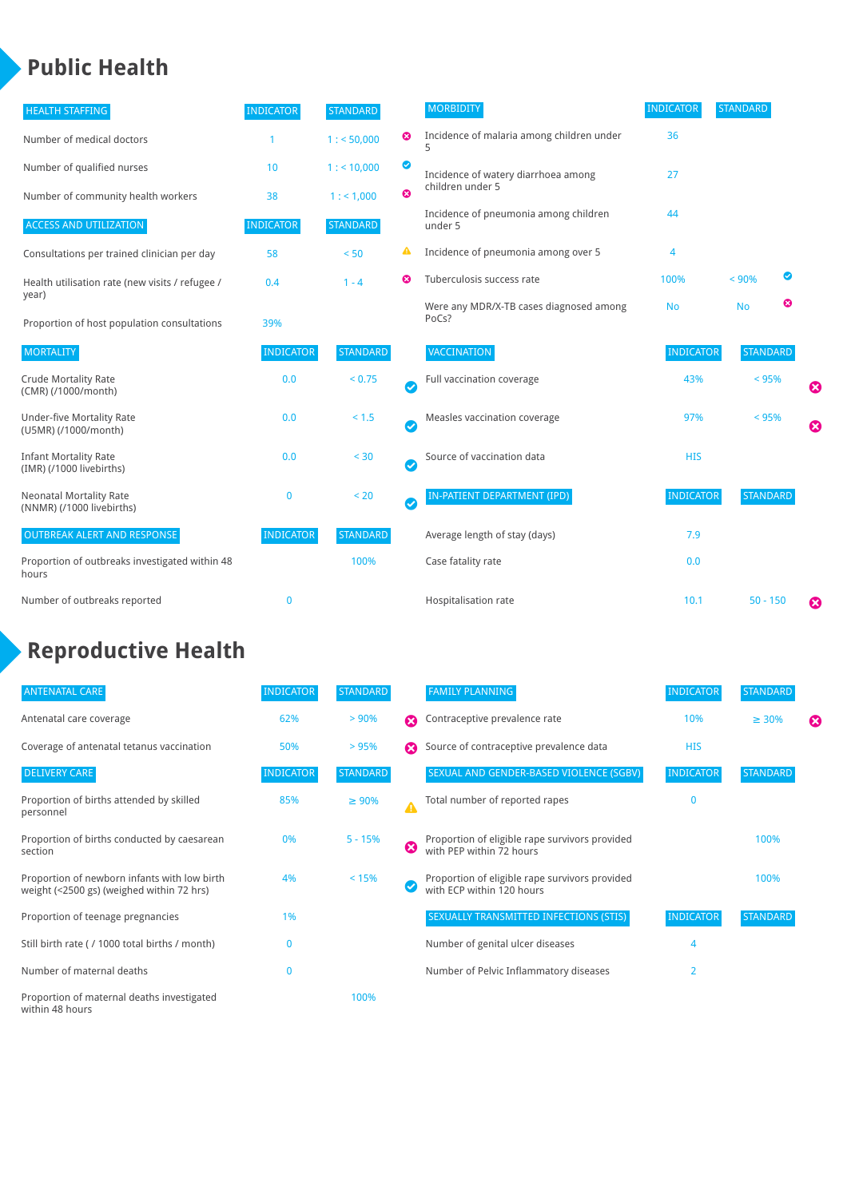# Public Health

| HEALTH STAFFING | INDICATOR | STANDARD | |
|---|---|---|---|
| Number of medical doctors | 1 | 1 : < 50,000 | ❌ |
| Number of qualified nurses | 10 | 1 : < 10,000 | ✅ |
| Number of community health workers | 38 | 1 : < 1,000 | ❌ |

| ACCESS AND UTILIZATION | INDICATOR | STANDARD | |
|---|---|---|---|
| Consultations per trained clinician per day | 58 | < 50 | ⚠️ |
| Health utilisation rate (new visits / refugee / year) | 0.4 | 1 - 4 | ❌ |
| Proportion of host population consultations | 39% | | |

| MORTALITY | INDICATOR | STANDARD | |
|---|---|---|---|
| Crude Mortality Rate (CMR) (/1000/month) | 0.0 | < 0.75 | ✅ |
| Under-five Mortality Rate (U5MR) (/1000/month) | 0.0 | < 1.5 | ✅ |
| Infant Mortality Rate (IMR) (/1000 livebirths) | 0.0 | < 30 | ✅ |
| Neonatal Mortality Rate (NNMR) (/1000 livebirths) | 0 | < 20 | ✅ |

| OUTBREAK ALERT AND RESPONSE | INDICATOR | STANDARD |
|---|---|---|
| Proportion of outbreaks investigated within 48 hours | | 100% |
| Number of outbreaks reported | 0 | |

| MORBIDITY | INDICATOR | STANDARD | |
|---|---|---|---|
| Incidence of malaria among children under 5 | 36 | | |
| Incidence of watery diarrhoea among children under 5 | 27 | | |
| Incidence of pneumonia among children under 5 | 44 | | |
| Incidence of pneumonia among over 5 | 4 | | |
| Tuberculosis success rate | 100% | < 90% | ✅ |
| Were any MDR/X-TB cases diagnosed among PoCs? | No | No | ❌ |

| VACCINATION | INDICATOR | STANDARD | |
|---|---|---|---|
| Full vaccination coverage | 43% | < 95% | ❌ |
| Measles vaccination coverage | 97% | < 95% | ❌ |
| Source of vaccination data | HIS | | |

| IN-PATIENT DEPARTMENT (IPD) | INDICATOR | STANDARD | |
|---|---|---|---|
| Average length of stay (days) | 7.9 | | |
| Case fatality rate | 0.0 | | |
| Hospitalisation rate | 10.1 | 50 - 150 | ❌ |

# Reproductive Health

| ANTENATAL CARE | INDICATOR | STANDARD | |
|---|---|---|---|
| Antenatal care coverage | 62% | > 90% | ❌ |
| Coverage of antenatal tetanus vaccination | 50% | > 95% | ❌ |

| DELIVERY CARE | INDICATOR | STANDARD | |
|---|---|---|---|
| Proportion of births attended by skilled personnel | 85% | ≥ 90% | ⚠️ |
| Proportion of births conducted by caesarean section | 0% | 5 - 15% | ❌ |
| Proportion of newborn infants with low birth weight (<2500 gs) (weighed within 72 hrs) | 4% | < 15% | ✅ |
| Proportion of teenage pregnancies | 1% | | |
| Still birth rate ( / 1000 total births / month) | 0 | | |
| Number of maternal deaths | 0 | | |
| Proportion of maternal deaths investigated within 48 hours | | 100% | |

| FAMILY PLANNING | INDICATOR | STANDARD | |
|---|---|---|---|
| Contraceptive prevalence rate | 10% | ≥ 30% | ❌ |
| Source of contraceptive prevalence data | HIS | | |

| SEXUAL AND GENDER-BASED VIOLENCE (SGBV) | INDICATOR | STANDARD |
|---|---|---|
| Total number of reported rapes | 0 | |
| Proportion of eligible rape survivors provided with PEP within 72 hours | | 100% |
| Proportion of eligible rape survivors provided with ECP within 120 hours | | 100% |

| SEXUALLY TRANSMITTED INFECTIONS (STIS) | INDICATOR | STANDARD |
|---|---|---|
| Number of genital ulcer diseases | 4 | |
| Number of Pelvic Inflammatory diseases | 2 | |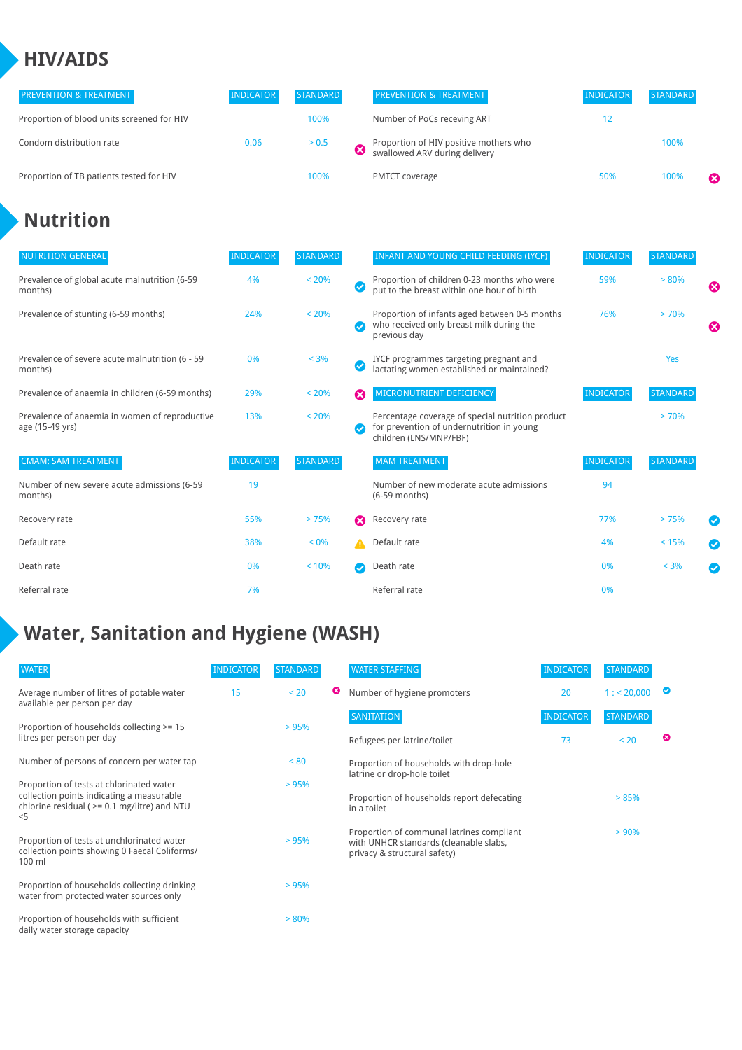# HIV/AIDS

| PREVENTION & TREATMENT | INDICATOR | STANDARD | | PREVENTION & TREATMENT | INDICATOR | STANDARD | |
|---|---|---|---|---|---|---|---|
| Proportion of blood units screened for HIV | | 100% | | Number of PoCs receving ART | 12 | | |
| Condom distribution rate | 0.06 | > 0.5 | ✗ | Proportion of HIV positive mothers who swallowed ARV during delivery | | 100% | |
| Proportion of TB patients tested for HIV | | 100% | | PMTCT coverage | 50% | 100% | ✗ |

# Nutrition

| NUTRITION GENERAL | INDICATOR | STANDARD | |
|---|---|---|---|
| Prevalence of global acute malnutrition (6-59 months) | 4% | < 20% | ✓ |
| Prevalence of stunting (6-59 months) | 24% | < 20% | ✓ |
| Prevalence of severe acute malnutrition (6 - 59 months) | 0% | < 3% | ✓ |
| Prevalence of anaemia in children (6-59 months) | 29% | < 20% | ✗ |
| Prevalence of anaemia in women of reproductive age (15-49 yrs) | 13% | < 20% | ✓ |

| INFANT AND YOUNG CHILD FEEDING (IYCF) | INDICATOR | STANDARD | |
|---|---|---|---|
| Proportion of children 0-23 months who were put to the breast within one hour of birth | 59% | > 80% | ✗ |
| Proportion of infants aged between 0-5 months who received only breast milk during the previous day | 76% | > 70% | ✗ |
| IYCF programmes targeting pregnant and lactating women established or maintained? | | Yes | |

| MICRONUTRIENT DEFICIENCY | INDICATOR | STANDARD |
|---|---|---|
| Percentage coverage of special nutrition product for prevention of undernutrition in young children (LNS/MNP/FBF) | | > 70% |

| CMAM: SAM TREATMENT | INDICATOR | STANDARD | |
|---|---|---|---|
| Number of new severe acute admissions (6-59 months) | 19 | | |
| Recovery rate | 55% | > 75% | ✗ |
| Default rate | 38% | < 0% | ⚠ |
| Death rate | 0% | < 10% | ✓ |
| Referral rate | 7% | | |

| MAM TREATMENT | INDICATOR | STANDARD | |
|---|---|---|---|
| Number of new moderate acute admissions (6-59 months) | 94 | | |
| Recovery rate | 77% | > 75% | ✓ |
| Default rate | 4% | < 15% | ✓ |
| Death rate | 0% | < 3% | ✓ |
| Referral rate | 0% | | |

# Water, Sanitation and Hygiene (WASH)

| WATER | INDICATOR | STANDARD | |
|---|---|---|---|
| Average number of litres of potable water available per person per day | 15 | < 20 | ✗ |
| Proportion of households collecting >= 15 litres per person per day | | > 95% | |
| Number of persons of concern per water tap | | < 80 | |
| Proportion of tests at chlorinated water collection points indicating a measurable chlorine residual ( >= 0.1 mg/litre) and NTU <5 | | > 95% | |
| Proportion of tests at unchlorinated water collection points showing 0 Faecal Coliforms/ 100 ml | | > 95% | |
| Proportion of households collecting drinking water from protected water sources only | | > 95% | |
| Proportion of households with sufficient daily water storage capacity | | > 80% | |

| WATER STAFFING | INDICATOR | STANDARD | |
|---|---|---|---|
| Number of hygiene promoters | 20 | 1 : < 20,000 | ✓ |

| SANITATION | INDICATOR | STANDARD | |
|---|---|---|---|
| Refugees per latrine/toilet | 73 | < 20 | ✗ |
| Proportion of households with drop-hole latrine or drop-hole toilet | | | |
| Proportion of households report defecating in a toilet | | > 85% | |
| Proportion of communal latrines compliant with UNHCR standards (cleanable slabs, privacy & structural safety) | | > 90% | |